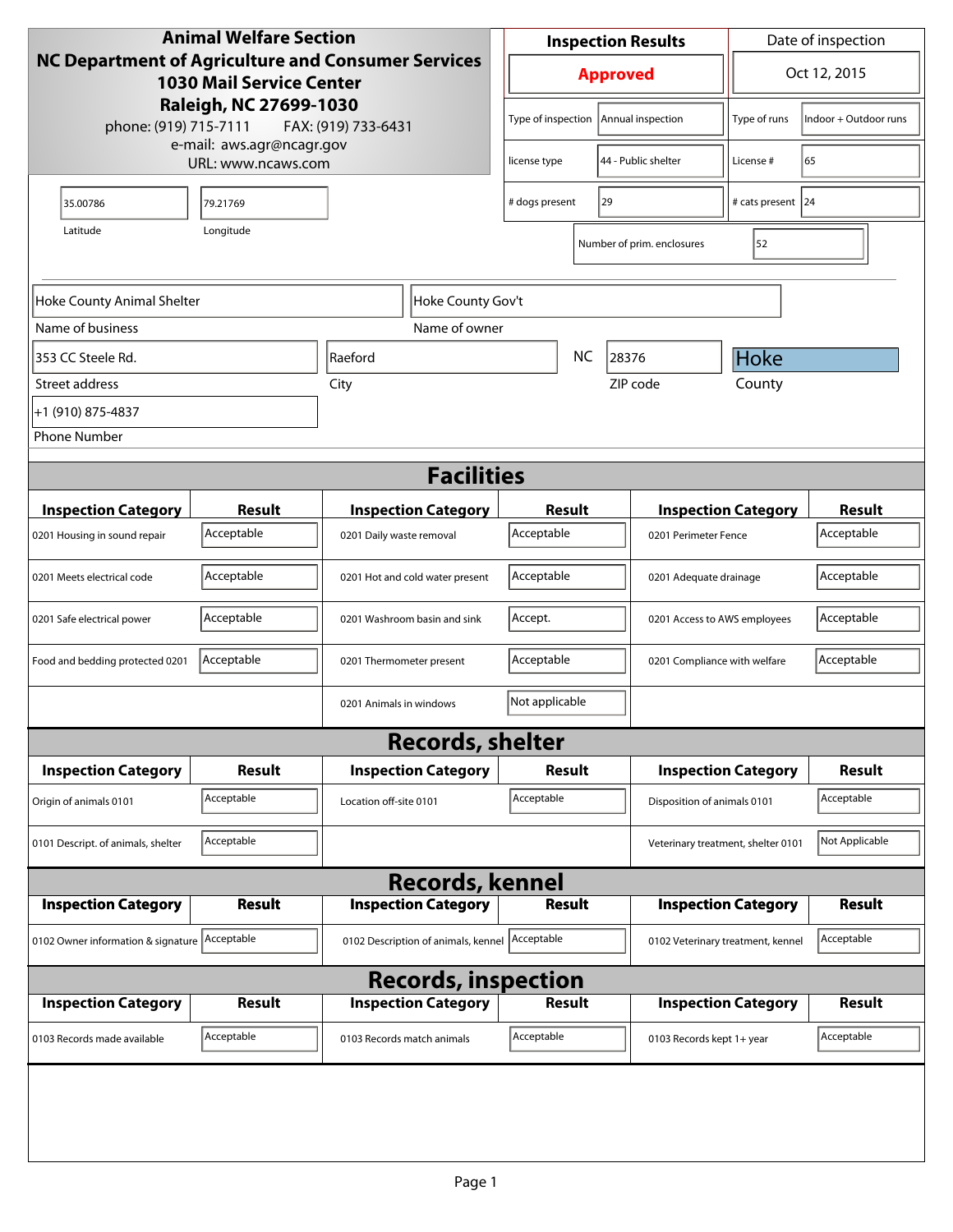**Animal Welfare Section**
**NC Department of Agriculture and Consumer Services**
**1030 Mail Service Center**
**Raleigh, NC 27699-1030**
phone: (919) 715-7111 FAX: (919) 733-6431
e-mail: aws.agr@ncagr.gov
URL: www.ncaws.com

| Inspection Results | Date of inspection |
|---|---|
| **Approved** | Oct 12, 2015 |

| | | | |
|---|---|---|---|
| Type of inspection | Annual inspection | Type of runs | Indoor + Outdoor runs |
| license type | 44 - Public shelter | License # | 65 |
| # dogs present | 29 | # cats present | 24 |
| Number of prim. enclosures | 52 | | |

| Latitude | Longitude |
|---|---|
| 35.00786 | 79.21769 |

| Field | Value |
|---|---|
| Name of business | Hoke County Animal Shelter |
| Name of owner | Hoke County Gov't |
| Street address | 353 CC Steele Rd. |
| City | Raeford |
| State | NC |
| ZIP code | 28376 |
| County | Hoke |
| Phone Number | +1 (910) 875-4837 |

## Facilities

| Inspection Category | Result | Inspection Category | Result | Inspection Category | Result |
|---|---|---|---|---|---|
| 0201 Housing in sound repair | Acceptable | 0201 Daily waste removal | Acceptable | 0201 Perimeter Fence | Acceptable |
| 0201 Meets electrical code | Acceptable | 0201 Hot and cold water present | Acceptable | 0201 Adequate drainage | Acceptable |
| 0201 Safe electrical power | Acceptable | 0201 Washroom basin and sink | Accept. | 0201 Access to AWS employees | Acceptable |
| Food and bedding protected 0201 | Acceptable | 0201 Thermometer present | Acceptable | 0201 Compliance with welfare | Acceptable |
| | | 0201 Animals in windows | Not applicable | | |

## Records, shelter

| Inspection Category | Result | Inspection Category | Result | Inspection Category | Result |
|---|---|---|---|---|---|
| Origin of animals 0101 | Acceptable | Location off-site 0101 | Acceptable | Disposition of animals 0101 | Acceptable |
| 0101 Descript. of animals, shelter | Acceptable | | | Veterinary treatment, shelter 0101 | Not Applicable |

## Records, kennel

| Inspection Category | Result | Inspection Category | Result | Inspection Category | Result |
|---|---|---|---|---|---|
| 0102 Owner information & signature | Acceptable | 0102 Description of animals, kennel | Acceptable | 0102 Veterinary treatment, kennel | Acceptable |

## Records, inspection

| Inspection Category | Result | Inspection Category | Result | Inspection Category | Result |
|---|---|---|---|---|---|
| 0103 Records made available | Acceptable | 0103 Records match animals | Acceptable | 0103 Records kept 1+ year | Acceptable |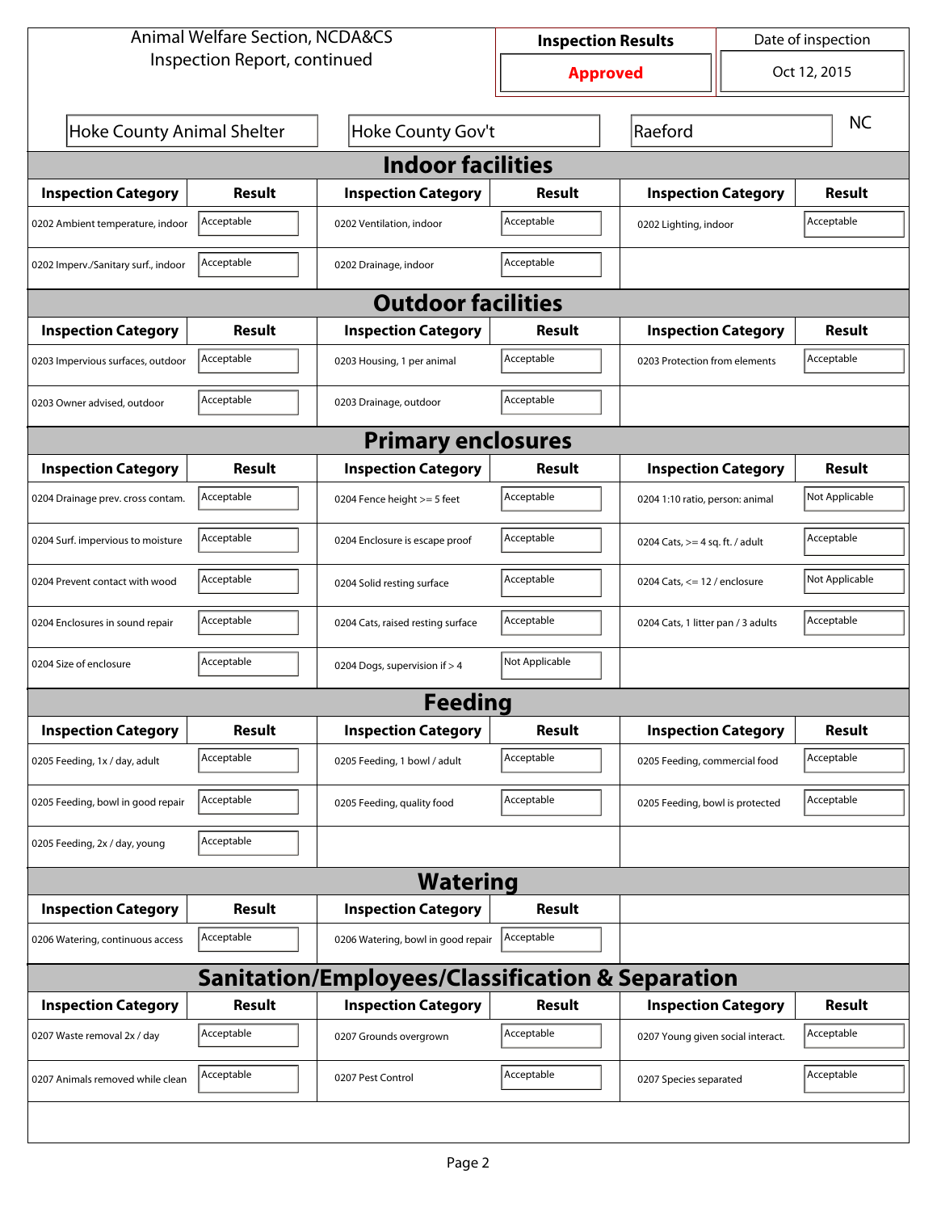Animal Welfare Section, NCDA&CS
Inspection Report, continued

| Inspection Results | Date of inspection |
|---|---|
| **Approved** | Oct 12, 2015 |

| Hoke County Animal Shelter | Hoke County Gov't | Raeford | NC |
|---|---|---|---|

## Indoor facilities

| Inspection Category | Result | Inspection Category | Result | Inspection Category | Result |
|---|---|---|---|---|---|
| 0202 Ambient temperature, indoor | Acceptable | 0202 Ventilation, indoor | Acceptable | 0202 Lighting, indoor | Acceptable |
| 0202 Imperv./Sanitary surf., indoor | Acceptable | 0202 Drainage, indoor | Acceptable | | |

## Outdoor facilities

| Inspection Category | Result | Inspection Category | Result | Inspection Category | Result |
|---|---|---|---|---|---|
| 0203 Impervious surfaces, outdoor | Acceptable | 0203 Housing, 1 per animal | Acceptable | 0203 Protection from elements | Acceptable |
| 0203 Owner advised, outdoor | Acceptable | 0203 Drainage, outdoor | Acceptable | | |

## Primary enclosures

| Inspection Category | Result | Inspection Category | Result | Inspection Category | Result |
|---|---|---|---|---|---|
| 0204 Drainage prev. cross contam. | Acceptable | 0204 Fence height >= 5 feet | Acceptable | 0204 1:10 ratio, person: animal | Not Applicable |
| 0204 Surf. impervious to moisture | Acceptable | 0204 Enclosure is escape proof | Acceptable | 0204 Cats, >= 4 sq. ft. / adult | Acceptable |
| 0204 Prevent contact with wood | Acceptable | 0204 Solid resting surface | Acceptable | 0204 Cats, <= 12 / enclosure | Not Applicable |
| 0204 Enclosures in sound repair | Acceptable | 0204 Cats, raised resting surface | Acceptable | 0204 Cats, 1 litter pan / 3 adults | Acceptable |
| 0204 Size of enclosure | Acceptable | 0204 Dogs, supervision if > 4 | Not Applicable | | |

## Feeding

| Inspection Category | Result | Inspection Category | Result | Inspection Category | Result |
|---|---|---|---|---|---|
| 0205 Feeding, 1x / day, adult | Acceptable | 0205 Feeding, 1 bowl / adult | Acceptable | 0205 Feeding, commercial food | Acceptable |
| 0205 Feeding, bowl in good repair | Acceptable | 0205 Feeding, quality food | Acceptable | 0205 Feeding, bowl is protected | Acceptable |
| 0205 Feeding, 2x / day, young | Acceptable | | | | |

## Watering

| Inspection Category | Result | Inspection Category | Result |
|---|---|---|---|
| 0206 Watering, continuous access | Acceptable | 0206 Watering, bowl in good repair | Acceptable |

## Sanitation/Employees/Classification & Separation

| Inspection Category | Result | Inspection Category | Result | Inspection Category | Result |
|---|---|---|---|---|---|
| 0207 Waste removal 2x / day | Acceptable | 0207 Grounds overgrown | Acceptable | 0207 Young given social interact. | Acceptable |
| 0207 Animals removed while clean | Acceptable | 0207 Pest Control | Acceptable | 0207 Species separated | Acceptable |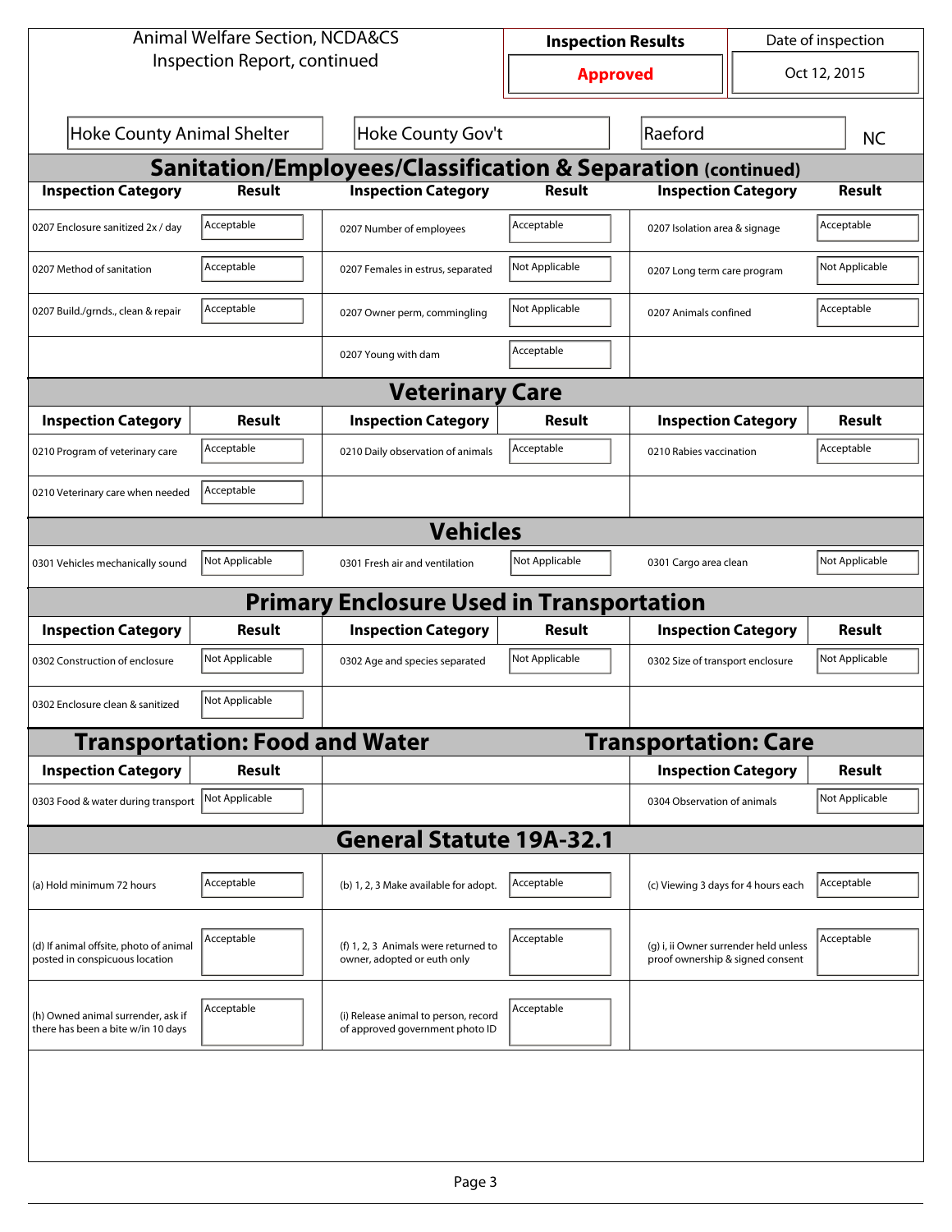Animal Welfare Section, NCDA&CS
Inspection Report, continued

| Inspection Results | Date of inspection |
| --- | --- |
| **Approved** | Oct 12, 2015 |

Hoke County Animal Shelter | Hoke County Gov't | Raeford | NC

## Sanitation/Employees/Classification & Separation (continued)

| Inspection Category | Result | Inspection Category | Result | Inspection Category | Result |
| --- | --- | --- | --- | --- | --- |
| 0207 Enclosure sanitized 2x / day | Acceptable | 0207 Number of employees | Acceptable | 0207 Isolation area & signage | Acceptable |
| 0207 Method of sanitation | Acceptable | 0207 Females in estrus, separated | Not Applicable | 0207 Long term care program | Not Applicable |
| 0207 Build./grnds., clean & repair | Acceptable | 0207 Owner perm, commingling | Not Applicable | 0207 Animals confined | Acceptable |
| | | 0207 Young with dam | Acceptable | | |

## Veterinary Care

| Inspection Category | Result | Inspection Category | Result | Inspection Category | Result |
| --- | --- | --- | --- | --- | --- |
| 0210 Program of veterinary care | Acceptable | 0210 Daily observation of animals | Acceptable | 0210 Rabies vaccination | Acceptable |
| 0210 Veterinary care when needed | Acceptable | | | | |

## Vehicles

| Inspection Category | Result | Inspection Category | Result | Inspection Category | Result |
| --- | --- | --- | --- | --- | --- |
| 0301 Vehicles mechanically sound | Not Applicable | 0301 Fresh air and ventilation | Not Applicable | 0301 Cargo area clean | Not Applicable |

## Primary Enclosure Used in Transportation

| Inspection Category | Result | Inspection Category | Result | Inspection Category | Result |
| --- | --- | --- | --- | --- | --- |
| 0302 Construction of enclosure | Not Applicable | 0302 Age and species separated | Not Applicable | 0302 Size of transport enclosure | Not Applicable |
| 0302 Enclosure clean & sanitized | Not Applicable | | | | |

## Transportation: Food and Water

| Inspection Category | Result |
| --- | --- |
| 0303 Food & water during transport | Not Applicable |

## Transportation: Care

| Inspection Category | Result |
| --- | --- |
| 0304 Observation of animals | Not Applicable |

## General Statute 19A-32.1

| Inspection Category | Result | Inspection Category | Result | Inspection Category | Result |
| --- | --- | --- | --- | --- | --- |
| (a) Hold minimum 72 hours | Acceptable | (b) 1, 2, 3 Make available for adopt. | Acceptable | (c) Viewing 3 days for 4 hours each | Acceptable |
| (d) If animal offsite, photo of animal posted in conspicuous location | Acceptable | (f) 1, 2, 3 Animals were returned to owner, adopted or euth only | Acceptable | (g) i, ii Owner surrender held unless proof ownership & signed consent | Acceptable |
| (h) Owned animal surrender, ask if there has been a bite w/in 10 days | Acceptable | (i) Release animal to person, record of approved government photo ID | Acceptable | | |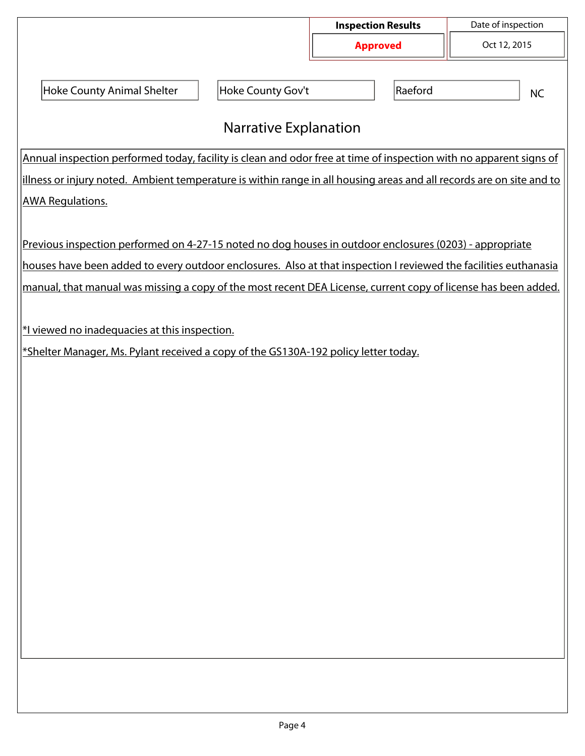| Inspection Results | Date of inspection |
| --- | --- |
| **Approved** | Oct 12, 2015 |

| Hoke County Animal Shelter | Hoke County Gov't | Raeford | NC |
| --- | --- | --- | --- |

## Narrative Explanation

Annual inspection performed today, facility is clean and odor free at time of inspection with no apparent signs of illness or injury noted. Ambient temperature is within range in all housing areas and all records are on site and to AWA Regulations.

Previous inspection performed on 4-27-15 noted no dog houses in outdoor enclosures (0203) - appropriate houses have been added to every outdoor enclosures. Also at that inspection I reviewed the facilities euthanasia manual, that manual was missing a copy of the most recent DEA License, current copy of license has been added.

*I viewed no inadequacies at this inspection.

*Shelter Manager, Ms. Pylant received a copy of the GS130A-192 policy letter today.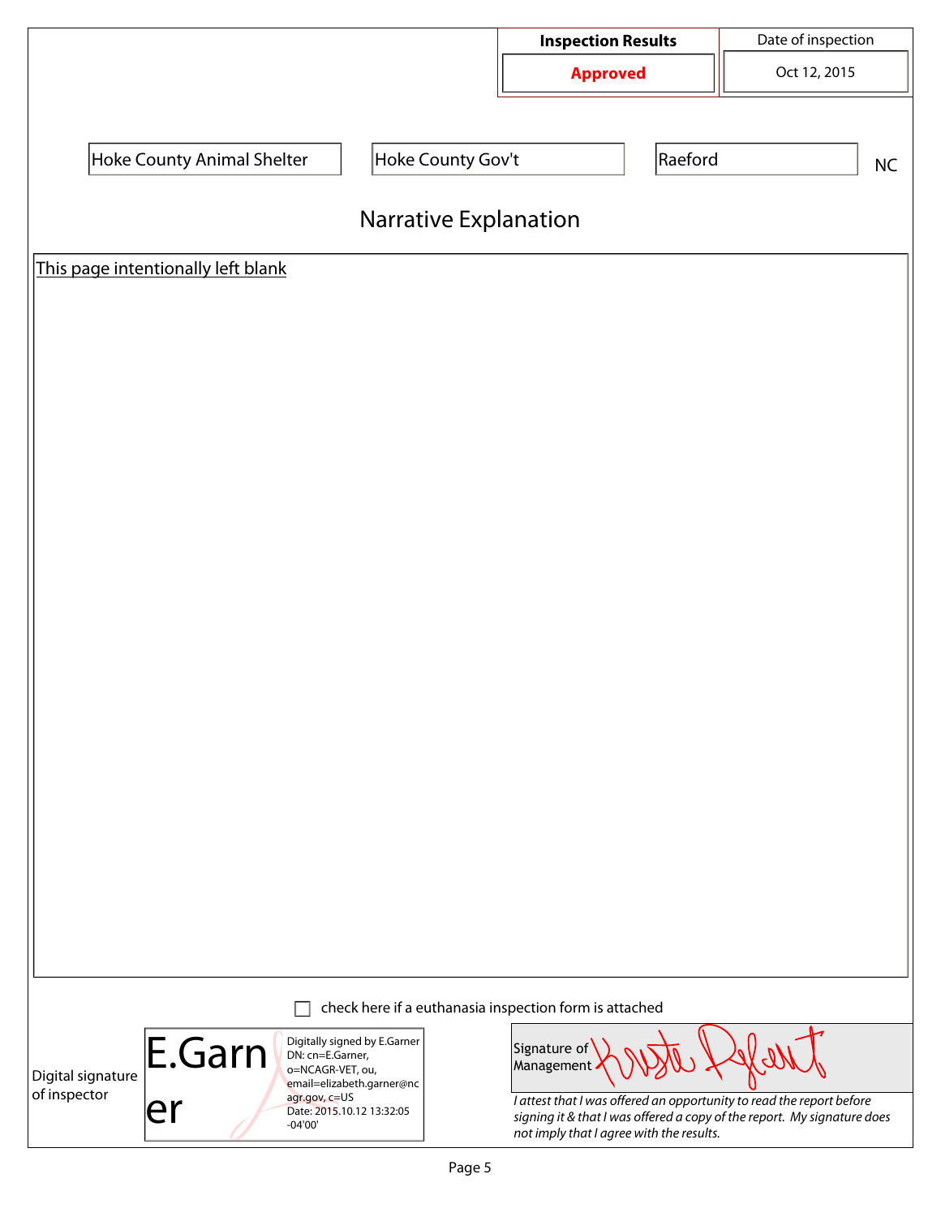| Inspection Results | Date of inspection |
| --- | --- |
| **Approved** | Oct 12, 2015 |

| | | | |
| --- | --- | --- | --- |
| Hoke County Animal Shelter | Hoke County Gov't | Raeford | NC |

## Narrative Explanation

This page intentionally left blank

☐ check here if a euthanasia inspection form is attached

Digital signature of inspector

E.Garner

Digitally signed by E.Garner
DN: cn=E.Garner, o=NCAGR-VET, ou, email=elizabeth.garner@ncagr.gov, c=US
Date: 2015.10.12 13:32:05 -04'00'

Signature of Management

*I attest that I was offered an opportunity to read the report before signing it & that I was offered a copy of the report. My signature does not imply that I agree with the results.*